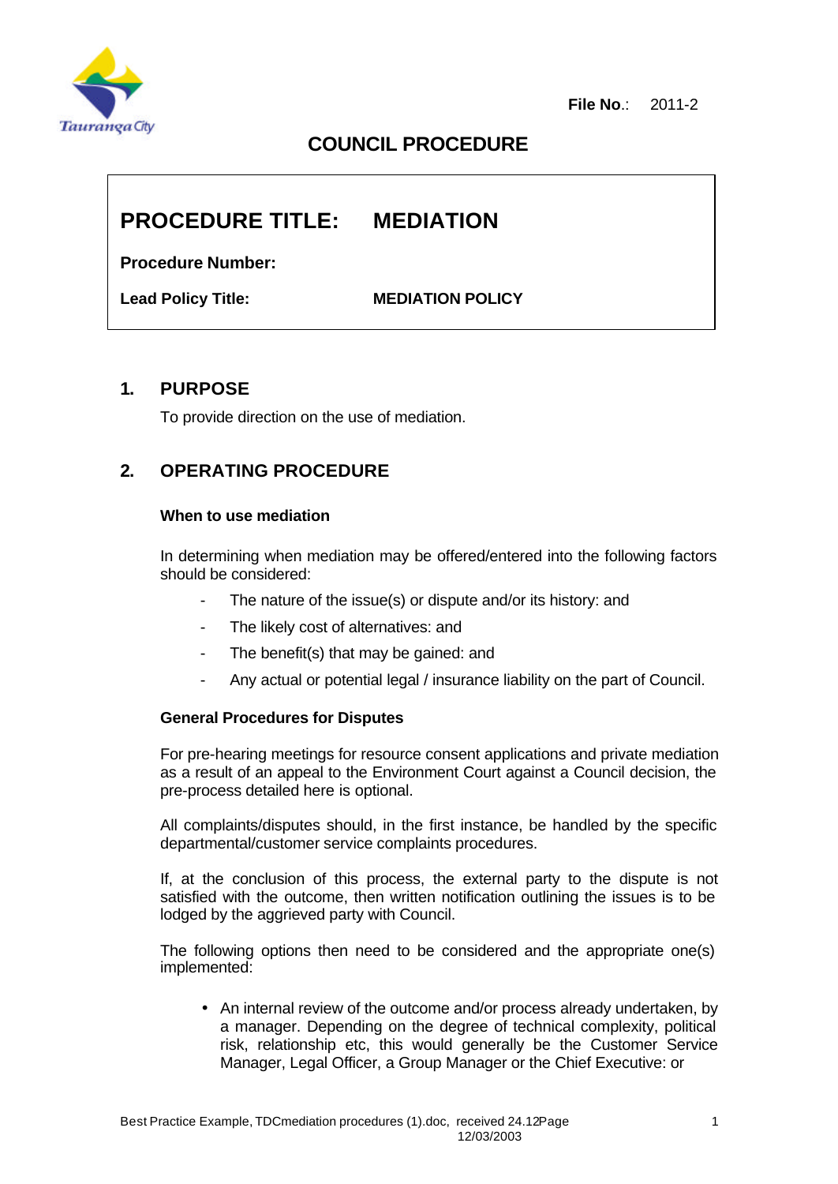File No.: 2011-2

# COUNCIL PROCEDURE

**PROCEDURE TITLE: MEDIATION**

**Procedure Number:**

**Lead Policy Title: MEDIATION POLICY**

## 1. PURPOSE

To provide direction on the use of mediation.

## 2. OPERATING PROCEDURE

### When to use mediation

In determining when mediation may be offered/entered into the following factors should be considered:

- The nature of the issue(s) or dispute and/or its history: and
- The likely cost of alternatives: and
- The benefit(s) that may be gained: and
- Any actual or potential legal / insurance liability on the part of Council.

### General Procedures for Disputes

For pre-hearing meetings for resource consent applications and private mediation as a result of an appeal to the Environment Court against a Council decision, the pre-process detailed here is optional.

All complaints/disputes should, in the first instance, be handled by the specific departmental/customer service complaints procedures.

If, at the conclusion of this process, the external party to the dispute is not satisfied with the outcome, then written notification outlining the issues is to be lodged by the aggrieved party with Council.

The following options then need to be considered and the appropriate one(s) implemented:

- An internal review of the outcome and/or process already undertaken, by a manager. Depending on the degree of technical complexity, political risk, relationship etc, this would generally be the Customer Service Manager, Legal Officer, a Group Manager or the Chief Executive: or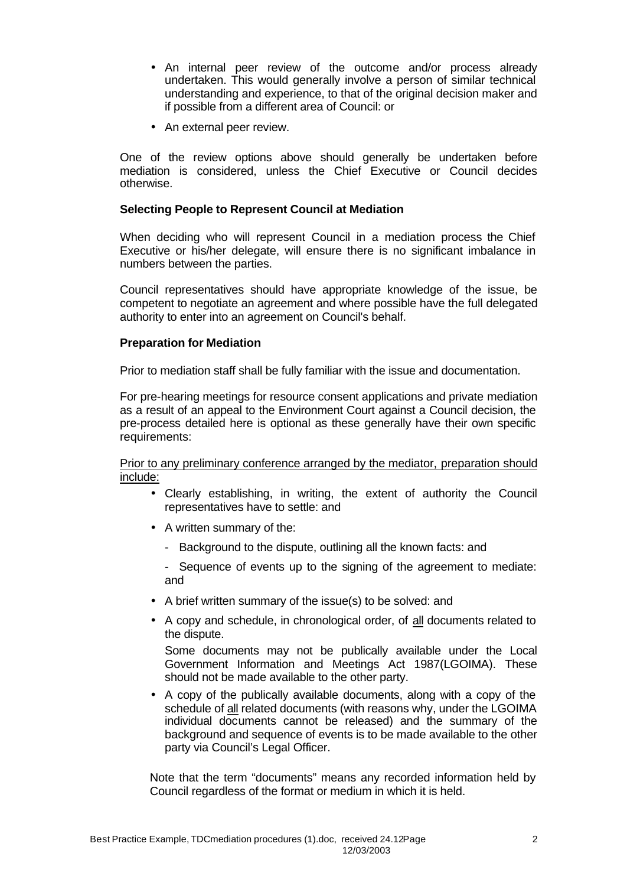- An internal peer review of the outcome and/or process already undertaken. This would generally involve a person of similar technical understanding and experience, to that of the original decision maker and if possible from a different area of Council: or
- An external peer review.

One of the review options above should generally be undertaken before mediation is considered, unless the Chief Executive or Council decides otherwise.

**Selecting People to Represent Council at Mediation**

When deciding who will represent Council in a mediation process the Chief Executive or his/her delegate, will ensure there is no significant imbalance in numbers between the parties.

Council representatives should have appropriate knowledge of the issue, be competent to negotiate an agreement and where possible have the full delegated authority to enter into an agreement on Council's behalf.

**Preparation for Mediation**

Prior to mediation staff shall be fully familiar with the issue and documentation.

For pre-hearing meetings for resource consent applications and private mediation as a result of an appeal to the Environment Court against a Council decision, the pre-process detailed here is optional as these generally have their own specific requirements:

<u>Prior to any preliminary conference arranged by the mediator, preparation should include:</u>

- Clearly establishing, in writing, the extent of authority the Council representatives have to settle: and
- A written summary of the:
  - Background to the dispute, outlining all the known facts: and
  - Sequence of events up to the signing of the agreement to mediate: and
- A brief written summary of the issue(s) to be solved: and
- A copy and schedule, in chronological order, of <u>all</u> documents related to the dispute.

  Some documents may not be publically available under the Local Government Information and Meetings Act 1987(LGOIMA). These should not be made available to the other party.
- A copy of the publically available documents, along with a copy of the schedule of <u>all</u> related documents (with reasons why, under the LGOIMA individual documents cannot be released) and the summary of the background and sequence of events is to be made available to the other party via Council's Legal Officer.

Note that the term "documents" means any recorded information held by Council regardless of the format or medium in which it is held.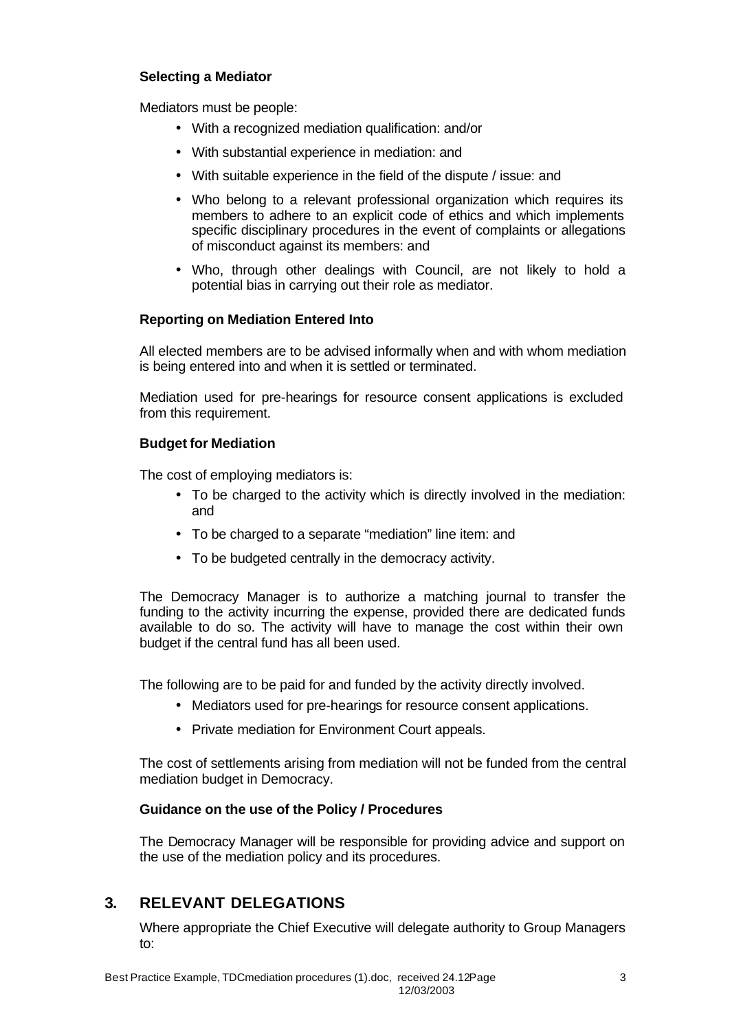**Selecting a Mediator**

Mediators must be people:

- With a recognized mediation qualification: and/or
- With substantial experience in mediation: and
- With suitable experience in the field of the dispute / issue: and
- Who belong to a relevant professional organization which requires its members to adhere to an explicit code of ethics and which implements specific disciplinary procedures in the event of complaints or allegations of misconduct against its members: and
- Who, through other dealings with Council, are not likely to hold a potential bias in carrying out their role as mediator.

**Reporting on Mediation Entered Into**

All elected members are to be advised informally when and with whom mediation is being entered into and when it is settled or terminated.

Mediation used for pre-hearings for resource consent applications is excluded from this requirement.

**Budget for Mediation**

The cost of employing mediators is:

- To be charged to the activity which is directly involved in the mediation: and
- To be charged to a separate "mediation" line item: and
- To be budgeted centrally in the democracy activity.

The Democracy Manager is to authorize a matching journal to transfer the funding to the activity incurring the expense, provided there are dedicated funds available to do so. The activity will have to manage the cost within their own budget if the central fund has all been used.

The following are to be paid for and funded by the activity directly involved.

- Mediators used for pre-hearings for resource consent applications.
- Private mediation for Environment Court appeals.

The cost of settlements arising from mediation will not be funded from the central mediation budget in Democracy.

**Guidance on the use of the Policy / Procedures**

The Democracy Manager will be responsible for providing advice and support on the use of the mediation policy and its procedures.

## 3. RELEVANT DELEGATIONS

Where appropriate the Chief Executive will delegate authority to Group Managers to: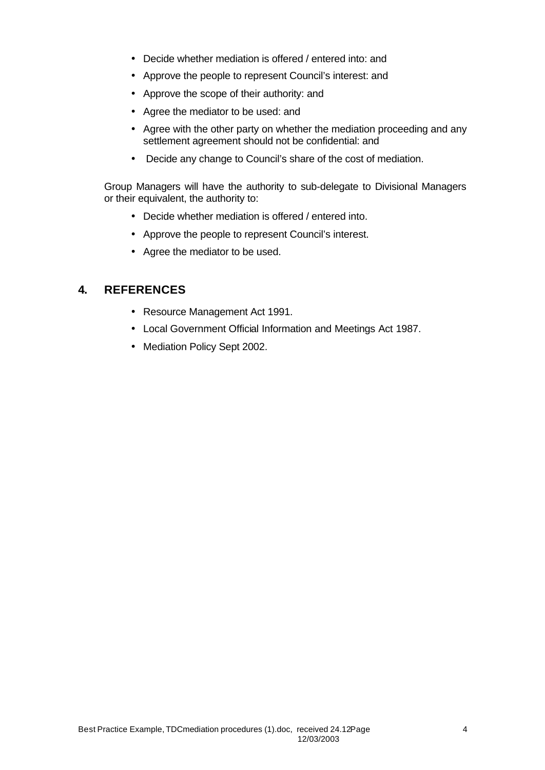- Decide whether mediation is offered / entered into: and
- Approve the people to represent Council's interest: and
- Approve the scope of their authority: and
- Agree the mediator to be used: and
- Agree with the other party on whether the mediation proceeding and any settlement agreement should not be confidential: and
- Decide any change to Council's share of the cost of mediation.

Group Managers will have the authority to sub-delegate to Divisional Managers or their equivalent, the authority to:

- Decide whether mediation is offered / entered into.
- Approve the people to represent Council's interest.
- Agree the mediator to be used.

## 4. REFERENCES

- Resource Management Act 1991.
- Local Government Official Information and Meetings Act 1987.
- Mediation Policy Sept 2002.